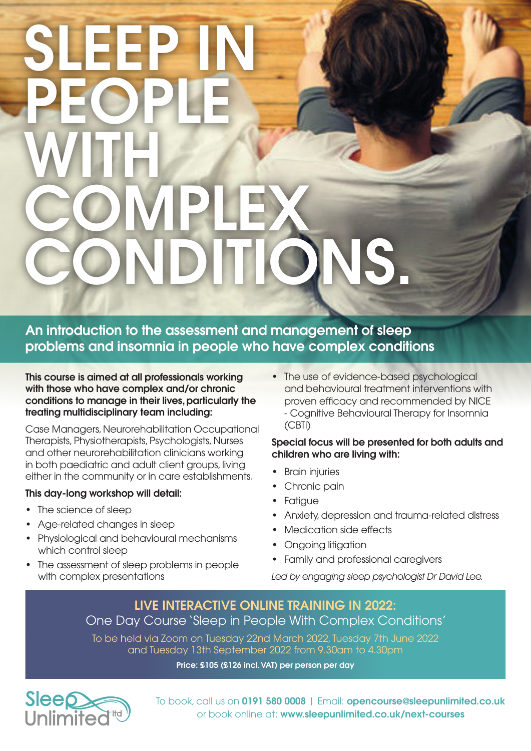# SLEEP IN PEOPLE WITH COMPLEX CONDITIONS.

## An introduction to the assessment and management of sleep problems and insomnia in people who have complex conditions

**This course is aimed at all professionals working with those who have complex and/or chronic conditions to manage in their lives, particularly the treating multidisciplinary team including:**

Case Managers, Neurorehabilitation Occupational Therapists, Physiotherapists, Psychologists, Nurses and other neurorehabilitation clinicians working in both paediatric and adult client groups, living either in the community or in care establishments.

**This day-long workshop will detail:**

- The science of sleep
- Age-related changes in sleep
- Physiological and behavioural mechanisms which control sleep
- The assessment of sleep problems in people with complex presentations
- The use of evidence-based psychological and behavioural treatment interventions with proven efficacy and recommended by NICE - Cognitive Behavioural Therapy for Insomnia (CBTi)

**Special focus will be presented for both adults and children who are living with:**

- Brain injuries
- Chronic pain
- Fatigue
- Anxiety, depression and trauma-related distress
- Medication side effects
- Ongoing litigation
- Family and professional caregivers

*Led by engaging sleep psychologist Dr David Lee.*

**LIVE INTERACTIVE ONLINE TRAINING IN 2022:**

One Day Course 'Sleep in People With Complex Conditions'

To be held via Zoom on Tuesday 22nd March 2022, Tuesday 7th June 2022 and Tuesday 13th September 2022 from 9.30am to 4.30pm

**Price: £105 (£126 incl. VAT) per person per day**

Sleep Unlimited ltd

To book, call us on **0191 580 0008** | Email: **opencourse@sleepunlimited.co.uk** or book online at: **www.sleepunlimited.co.uk/next-courses**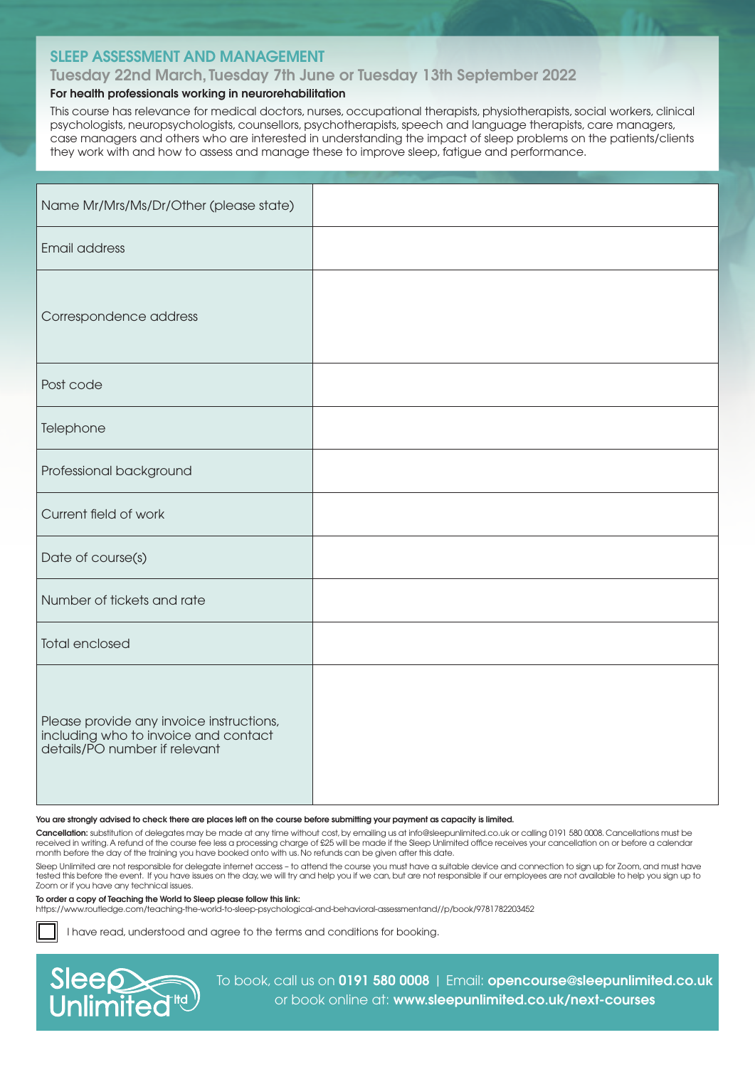## SLEEP ASSESSMENT AND MANAGEMENT

### Tuesday 22nd March, Tuesday 7th June or Tuesday 13th September 2022

**For health professionals working in neurorehabilitation**

This course has relevance for medical doctors, nurses, occupational therapists, physiotherapists, social workers, clinical psychologists, neuropsychologists, counsellors, psychotherapists, speech and language therapists, care managers, case managers and others who are interested in understanding the impact of sleep problems on the patients/clients they work with and how to assess and manage these to improve sleep, fatigue and performance.

| | |
|---|---|
| Name Mr/Mrs/Ms/Dr/Other (please state) | |
| Email address | |
| Correspondence address | |
| Post code | |
| Telephone | |
| Professional background | |
| Current field of work | |
| Date of course(s) | |
| Number of tickets and rate | |
| Total enclosed | |
| Please provide any invoice instructions, including who to invoice and contact details/PO number if relevant | |

**You are strongly advised to check there are places left on the course before submitting your payment as capacity is limited.**

**Cancellation:** substitution of delegates may be made at any time without cost, by emailing us at info@sleepunlimited.co.uk or calling 0191 580 0008. Cancellations must be received in writing. A refund of the course fee less a processing charge of £25 will be made if the Sleep Unlimited office receives your cancellation on or before a calendar month before the day of the training you have booked onto with us. No refunds can be given after this date.

Sleep Unlimited are not responsible for delegate internet access – to attend the course you must have a suitable device and connection to sign up for Zoom, and must have tested this before the event. If you have issues on the day, we will try and help you if we can, but are not responsible if our employees are not available to help you sign up to Zoom or if you have any technical issues.

**To order a copy of Teaching the World to Sleep please follow this link:**
https://www.routledge.com/teaching-the-world-to-sleep-psychological-and-behavioral-assessmentand//p/book/9781782203452

☐ I have read, understood and agree to the terms and conditions for booking.

Sleep Unlimited ltd

To book, call us on **0191 580 0008** | Email: **opencourse@sleepunlimited.co.uk** or book online at: **www.sleepunlimited.co.uk/next-courses**